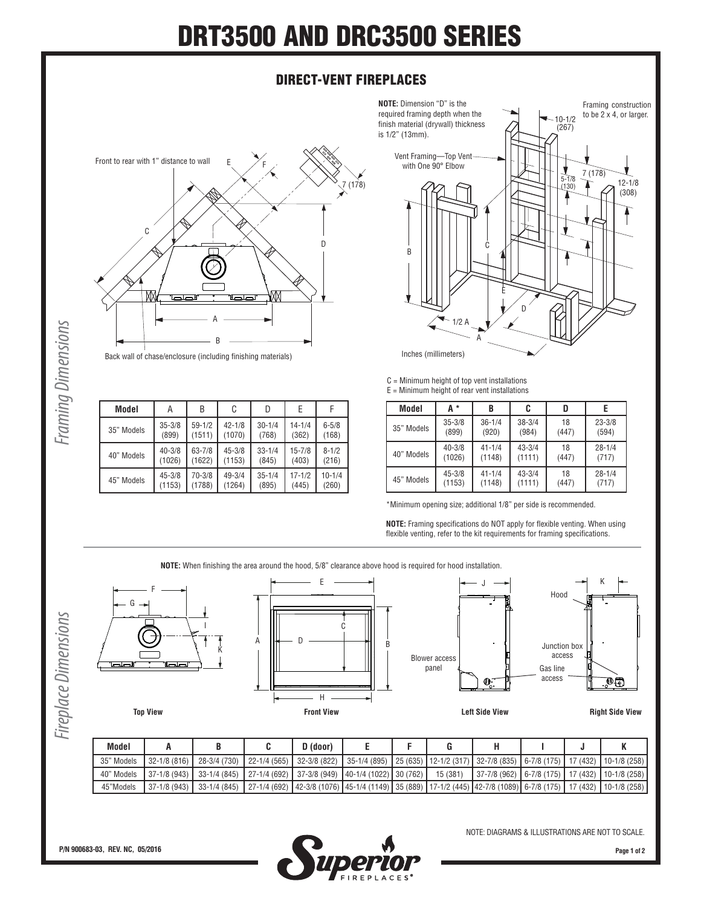# DRT3500 AND DRC3500 SERIES

## DIRECT-VENT FIREPLACES

*Framing Dimensions*

Front to rear with 1" distance to wall

Back wall of chase/enclosure (including finishing materials)

**NOTE:** Dimension "D" is the required framing depth when the finish material (drywall) thickness is 1/2" (13mm).

Framing construction to be 2 x 4, or larger.

Vent Framing—Top Vent with One 90° Elbow

Inches (millimeters)

| Model | A | B | C | D | E | F |
|---|---|---|---|---|---|---|
| 35" Models | 35-3/8 (899) | 59-1/2 (1511) | 42-1/8 (1070) | 30-1/4 (768) | 14-1/4 (362) | 6-5/8 (168) |
| 40" Models | 40-3/8 (1026) | 63-7/8 (1622) | 45-3/8 (1153) | 33-1/4 (845) | 15-7/8 (403) | 8-1/2 (216) |
| 45" Models | 45-3/8 (1153) | 70-3/8 (1788) | 49-3/4 (1264) | 35-1/4 (895) | 17-1/2 (445) | 10-1/4 (260) |

C = Minimum height of top vent installations
E = Minimum height of rear vent installations

| Model | A * | B | C | D | E |
|---|---|---|---|---|---|
| 35" Models | 35-3/8 (899) | 36-1/4 (920) | 38-3/4 (984) | 18 (447) | 23-3/8 (594) |
| 40" Models | 40-3/8 (1026) | 41-1/4 (1148) | 43-3/4 (1111) | 18 (447) | 28-1/4 (717) |
| 45" Models | 45-3/8 (1153) | 41-1/4 (1148) | 43-3/4 (1111) | 18 (447) | 28-1/4 (717) |

*Minimum opening size; additional 1/8" per side is recommended.

**NOTE:** Framing specifications do NOT apply for flexible venting. When using flexible venting, refer to the kit requirements for framing specifications.

*Fireplace Dimensions*

**NOTE:** When finishing the area around the hood, 5/8" clearance above hood is required for hood installation.

**Top View** **Front View** **Left Side View** **Right Side View**

Blower access panel

Hood

Junction box access

Gas line access

| Model | A | B | C | D (door) | E | F | G | H | I | J | K |
|---|---|---|---|---|---|---|---|---|---|---|---|
| 35" Models | 32-1/8 (816) | 28-3/4 (730) | 22-1/4 (565) | 32-3/8 (822) | 35-1/4 (895) | 25 (635) | 12-1/2 (317) | 32-7/8 (835) | 6-7/8 (175) | 17 (432) | 10-1/8 (258) |
| 40" Models | 37-1/8 (943) | 33-1/4 (845) | 27-1/4 (692) | 37-3/8 (949) | 40-1/4 (1022) | 30 (762) | 15 (381) | 37-7/8 (962) | 6-7/8 (175) | 17 (432) | 10-1/8 (258) |
| 45"Models | 37-1/8 (943) | 33-1/4 (845) | 27-1/4 (692) | 42-3/8 (1076) | 45-1/4 (1149) | 35 (889) | 17-1/2 (445) | 42-7/8 (1089) | 6-7/8 (175) | 17 (432) | 10-1/8 (258) |

NOTE: DIAGRAMS & ILLUSTRATIONS ARE NOT TO SCALE.

P/N 900683-03, REV. NC, 05/2016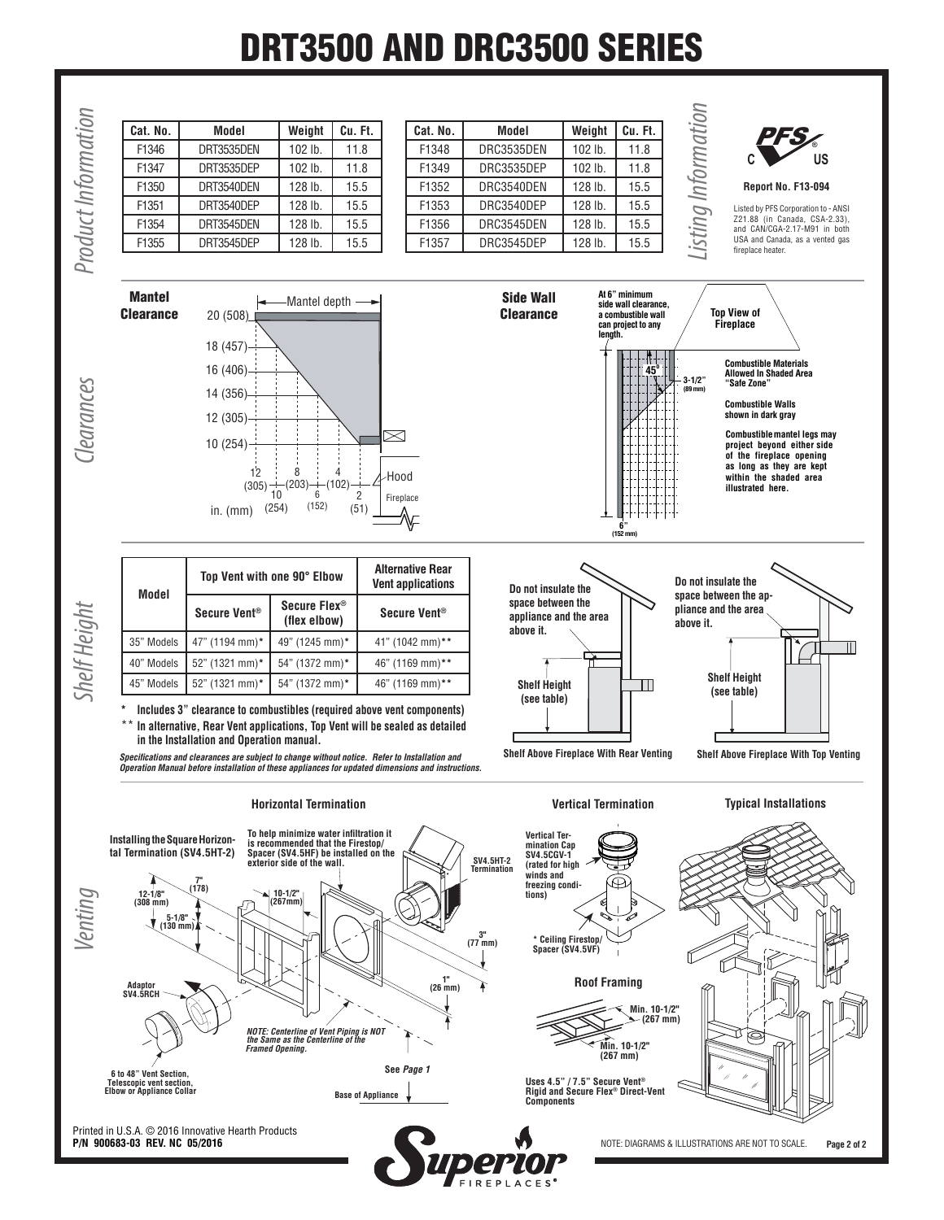# DRT3500 AND DRC3500 SERIES

## Product Information

| Cat. No. | Model | Weight | Cu. Ft. |
|---|---|---|---|
| F1346 | DRT3535DEN | 102 lb. | 11.8 |
| F1347 | DRT3535DEP | 102 lb. | 11.8 |
| F1350 | DRT3540DEN | 128 lb. | 15.5 |
| F1351 | DRT3540DEP | 128 lb. | 15.5 |
| F1354 | DRT3545DEN | 128 lb. | 15.5 |
| F1355 | DRT3545DEP | 128 lb. | 15.5 |

| Cat. No. | Model | Weight | Cu. Ft. |
|---|---|---|---|
| F1348 | DRC3535DEN | 102 lb. | 11.8 |
| F1349 | DRC3535DEP | 102 lb. | 11.8 |
| F1352 | DRC3540DEN | 128 lb. | 15.5 |
| F1353 | DRC3540DEP | 128 lb. | 15.5 |
| F1356 | DRC3545DEN | 128 lb. | 15.5 |
| F1357 | DRC3545DEP | 128 lb. | 15.5 |

## Listing Information

PFS C US

**Report No. F13-094**

Listed by PFS Corporation to - ANSI Z21.88 (in Canada, CSA-2.33), and CAN/CGA-2.17-M91 in both USA and Canada, as a vented gas fireplace heater.

## Clearances

**Mantel Clearance**

Mantel depth

20 (508)
18 (457)
16 (406)
14 (356)
12 (305)
10 (254)

12 (305)
10 (254)
8 (203)
6 (152)
4 (102)
2 (51)

in. (mm)

Hood
Fireplace

**Side Wall Clearance**

At 6" minimum side wall clearance, a combustible wall can project to any length.

Top View of Fireplace

45°

3-1/2" (89 mm)

6" (152 mm)

Combustible Materials Allowed In Shaded Area "Safe Zone"

Combustible Walls shown in dark gray

Combustible mantel legs may project beyond either side of the fireplace opening as long as they are kept within the shaded area illustrated here.

## Shelf Height

| Model | Top Vent with one 90° Elbow | | Alternative Rear Vent applications |
|---|---|---|---|
| | Secure Vent® | Secure Flex® (flex elbow) | Secure Vent® |
| 35" Models | 47" (1194 mm)* | 49" (1245 mm)* | 41" (1042 mm)** |
| 40" Models | 52" (1321 mm)* | 54" (1372 mm)* | 46" (1169 mm)** |
| 45" Models | 52" (1321 mm)* | 54" (1372 mm)* | 46" (1169 mm)** |

\* Includes 3" clearance to combustibles (required above vent components)

\*\* In alternative, Rear Vent applications, Top Vent will be sealed as detailed in the Installation and Operation manual.

*Specifications and clearances are subject to change without notice. Refer to Installation and Operation Manual before installation of these appliances for updated dimensions and instructions.*

Do not insulate the space between the appliance and the area above it.

Shelf Height (see table)

Shelf Above Fireplace With Rear Venting

Do not insulate the space between the appliance and the area above it.

Shelf Height (see table)

Shelf Above Fireplace With Top Venting

## Venting

### Horizontal Termination

Installing the Square Horizontal Termination (SV4.5HT-2)

To help minimize water infiltration it is recommended that the Firestop/ Spacer (SV4.5HF) be installed on the exterior side of the wall.

SV4.5HT-2 Termination

7" (178)

12-1/8" (308 mm)

5-1/8" (130 mm)

10-1/2" (267mm)

3" (77 mm)

1" (26 mm)

Adaptor SV4.5RCH

*NOTE: Centerline of Vent Piping is NOT the Same as the Centerline of the Framed Opening.*

6 to 48" Vent Section, Telescopic vent section, Elbow or Appliance Collar

See *Page 1*

Base of Appliance

### Vertical Termination

Vertical Termination Cap SV4.5CGV-1 (rated for high winds and freezing conditions)

\* Ceiling Firestop/ Spacer (SV4.5VF)

**Roof Framing**

Min. 10-1/2" (267 mm)

Min. 10-1/2" (267 mm)

Uses 4.5" / 7.5" Secure Vent® Rigid and Secure Flex® Direct-Vent Components

### Typical Installations

Printed in U.S.A. © 2016 Innovative Hearth Products
**P/N 900683-03 REV. NC 05/2016**

NOTE: DIAGRAMS & ILLUSTRATIONS ARE NOT TO SCALE.

Superior FIREPLACES®